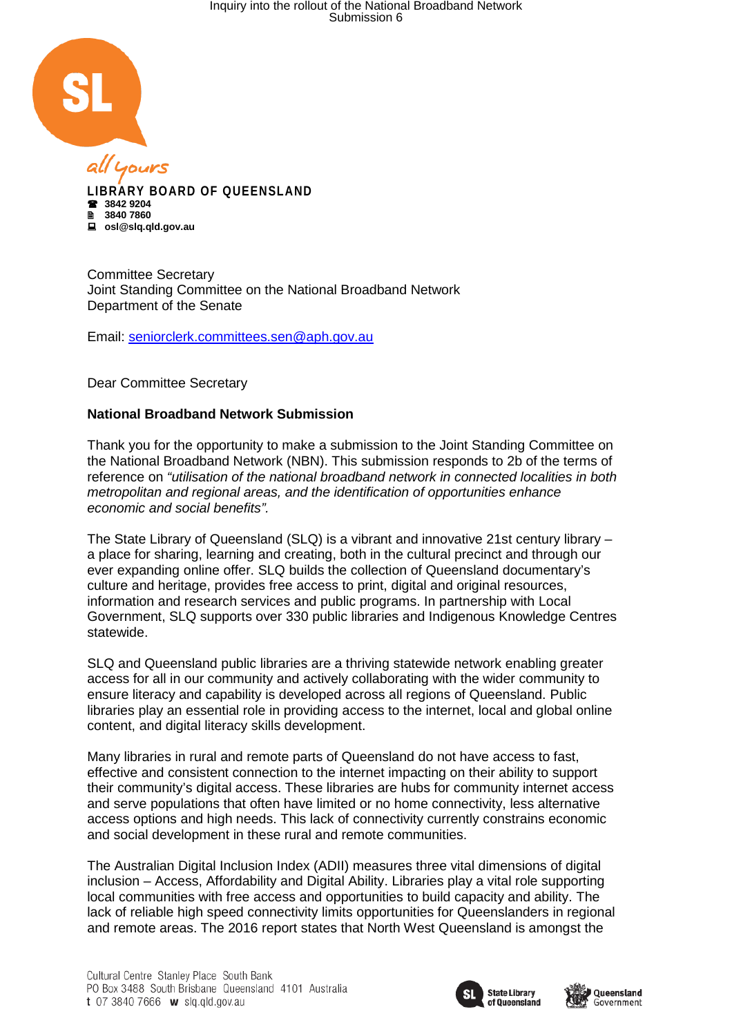all yours

**LIBRARY BOARD OF QUEENSLAND**
☎ **3842 9204**
🖹 **3840 7860**
🖳 **osl@slq.qld.gov.au**

Committee Secretary
Joint Standing Committee on the National Broadband Network
Department of the Senate

Email: seniorclerk.committees.sen@aph.gov.au

Dear Committee Secretary

**National Broadband Network Submission**

Thank you for the opportunity to make a submission to the Joint Standing Committee on the National Broadband Network (NBN). This submission responds to 2b of the terms of reference on *"utilisation of the national broadband network in connected localities in both metropolitan and regional areas, and the identification of opportunities enhance economic and social benefits".*

The State Library of Queensland (SLQ) is a vibrant and innovative 21st century library – a place for sharing, learning and creating, both in the cultural precinct and through our ever expanding online offer. SLQ builds the collection of Queensland documentary's culture and heritage, provides free access to print, digital and original resources, information and research services and public programs. In partnership with Local Government, SLQ supports over 330 public libraries and Indigenous Knowledge Centres statewide.

SLQ and Queensland public libraries are a thriving statewide network enabling greater access for all in our community and actively collaborating with the wider community to ensure literacy and capability is developed across all regions of Queensland. Public libraries play an essential role in providing access to the internet, local and global online content, and digital literacy skills development.

Many libraries in rural and remote parts of Queensland do not have access to fast, effective and consistent connection to the internet impacting on their ability to support their community's digital access. These libraries are hubs for community internet access and serve populations that often have limited or no home connectivity, less alternative access options and high needs. This lack of connectivity currently constrains economic and social development in these rural and remote communities.

The Australian Digital Inclusion Index (ADII) measures three vital dimensions of digital inclusion – Access, Affordability and Digital Ability. Libraries play a vital role supporting local communities with free access and opportunities to build capacity and ability. The lack of reliable high speed connectivity limits opportunities for Queenslanders in regional and remote areas. The 2016 report states that North West Queensland is amongst the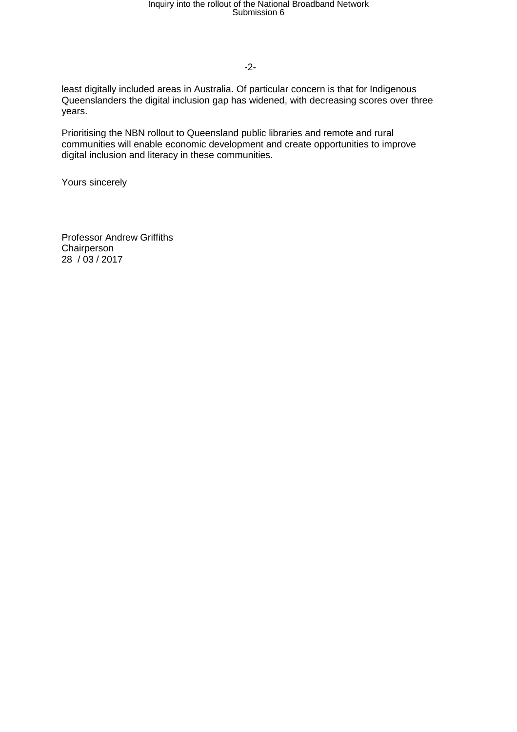least digitally included areas in Australia. Of particular concern is that for Indigenous Queenslanders the digital inclusion gap has widened, with decreasing scores over three years.

Prioritising the NBN rollout to Queensland public libraries and remote and rural communities will enable economic development and create opportunities to improve digital inclusion and literacy in these communities.

Yours sincerely

Professor Andrew Griffiths
Chairperson
28 / 03 / 2017